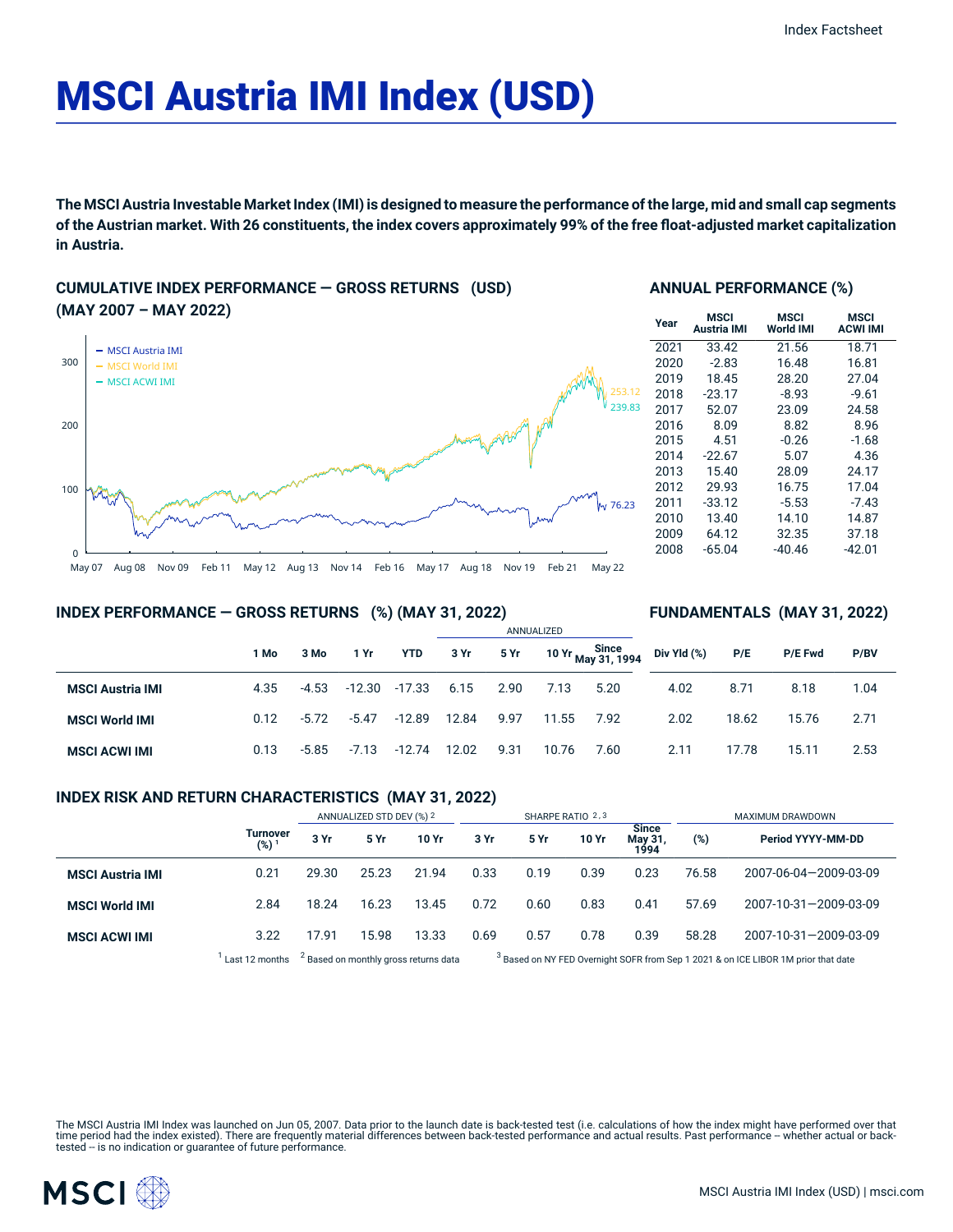# MSCI Austria IMI Index (USD)

**The MSCI Austria Investable Market Index (IMI) is designed to measure the performance of the large, mid and small cap segments of the Austrian market. With 26 constituents, the index covers approximately 99% of the free float-adjusted market capitalization in Austria.**

## CUMULATIVE INDEX PERFORMANCE — GROSS RETURNS (USD) (MAY 2007 – MAY 2022)

- MSCI Austria IMI: 76.23
- MSCI World IMI: 253.12
- MSCI ACWI IMI: 239.83

## ANNUAL PERFORMANCE (%)

| Year | MSCI Austria IMI | MSCI World IMI | MSCI ACWI IMI |
|---|---|---|---|
| 2021 | 33.42 | 21.56 | 18.71 |
| 2020 | -2.83 | 16.48 | 16.81 |
| 2019 | 18.45 | 28.20 | 27.04 |
| 2018 | -23.17 | -8.93 | -9.61 |
| 2017 | 52.07 | 23.09 | 24.58 |
| 2016 | 8.09 | 8.82 | 8.96 |
| 2015 | 4.51 | -0.26 | -1.68 |
| 2014 | -22.67 | 5.07 | 4.36 |
| 2013 | 15.40 | 28.09 | 24.17 |
| 2012 | 29.93 | 16.75 | 17.04 |
| 2011 | -33.12 | -5.53 | -7.43 |
| 2010 | 13.40 | 14.10 | 14.87 |
| 2009 | 64.12 | 32.35 | 37.18 |
| 2008 | -65.04 | -40.46 | -42.01 |

## INDEX PERFORMANCE — GROSS RETURNS (%) (MAY 31, 2022)

## FUNDAMENTALS (MAY 31, 2022)

| | 1 Mo | 3 Mo | 1 Yr | YTD | ANNUALIZED 3 Yr | 5 Yr | 10 Yr | Since May 31, 1994 | Div Yld (%) | P/E | P/E Fwd | P/BV |
|---|---|---|---|---|---|---|---|---|---|---|---|---|
| **MSCI Austria IMI** | 4.35 | -4.53 | -12.30 | -17.33 | 6.15 | 2.90 | 7.13 | 5.20 | 4.02 | 8.71 | 8.18 | 1.04 |
| **MSCI World IMI** | 0.12 | -5.72 | -5.47 | -12.89 | 12.84 | 9.97 | 11.55 | 7.92 | 2.02 | 18.62 | 15.76 | 2.71 |
| **MSCI ACWI IMI** | 0.13 | -5.85 | -7.13 | -12.74 | 12.02 | 9.31 | 10.76 | 7.60 | 2.11 | 17.78 | 15.11 | 2.53 |

## INDEX RISK AND RETURN CHARACTERISTICS (MAY 31, 2022)

| | Turnover (%) [1] | ANNUALIZED STD DEV (%) [2] | | | SHARPE RATIO [2,3] | | | | MAXIMUM DRAWDOWN | |
|---|---|---|---|---|---|---|---|---|---|---|
| | | 3 Yr | 5 Yr | 10 Yr | 3 Yr | 5 Yr | 10 Yr | Since May 31, 1994 | (%) | Period YYYY-MM-DD |
| **MSCI Austria IMI** | 0.21 | 29.30 | 25.23 | 21.94 | 0.33 | 0.19 | 0.39 | 0.23 | 76.58 | 2007-06-04—2009-03-09 |
| **MSCI World IMI** | 2.84 | 18.24 | 16.23 | 13.45 | 0.72 | 0.60 | 0.83 | 0.41 | 57.69 | 2007-10-31—2009-03-09 |
| **MSCI ACWI IMI** | 3.22 | 17.91 | 15.98 | 13.33 | 0.69 | 0.57 | 0.78 | 0.39 | 58.28 | 2007-10-31—2009-03-09 |

[1] Last 12 months [2] Based on monthly gross returns data [3] Based on NY FED Overnight SOFR from Sep 1 2021 & on ICE LIBOR 1M prior that date

The MSCI Austria IMI Index was launched on Jun 05, 2007. Data prior to the launch date is back-tested test (i.e. calculations of how the index might have performed over that time period had the index existed). There are frequently material differences between back-tested performance and actual results. Past performance -- whether actual or back-tested -- is no indication or guarantee of future performance.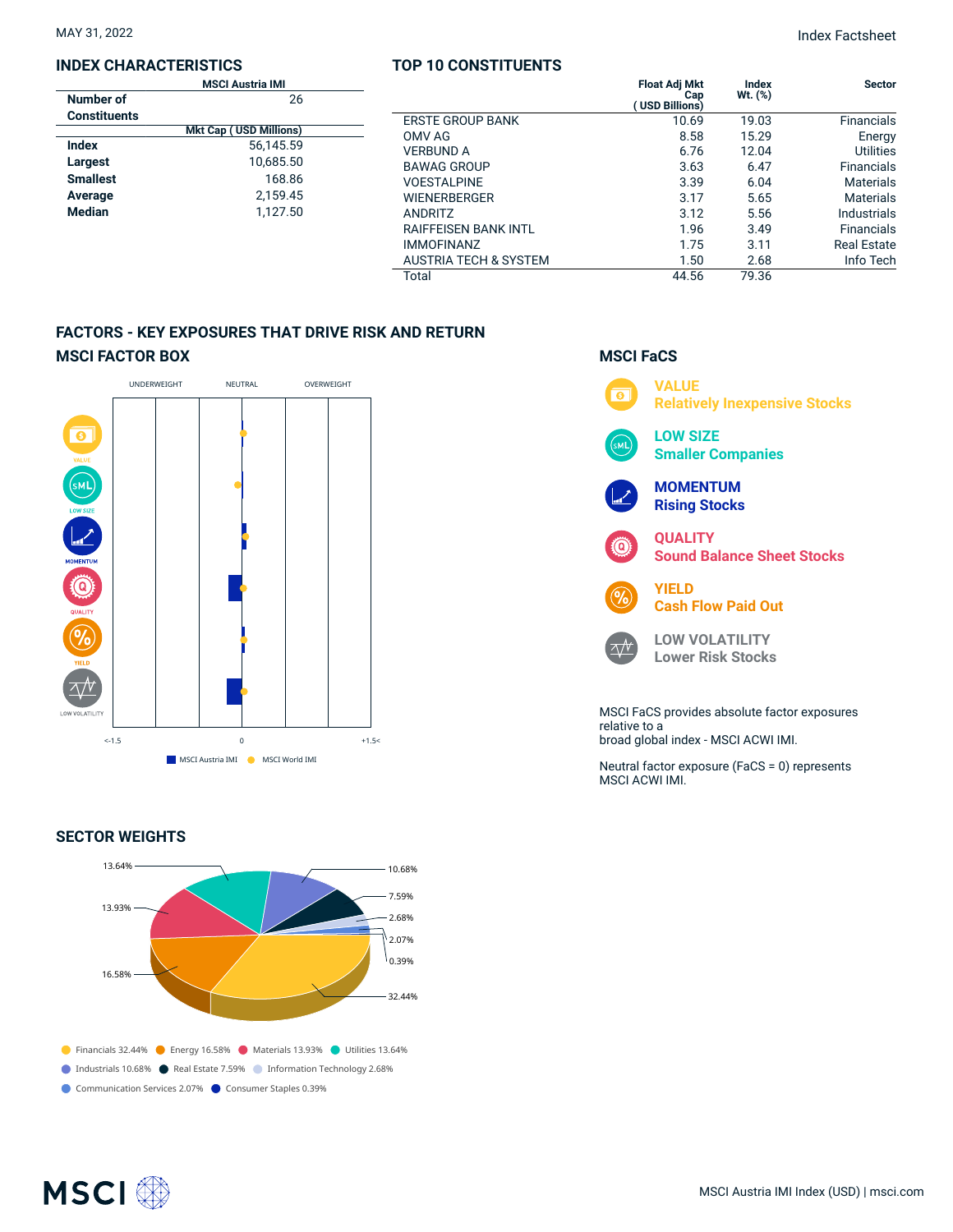MAY 31, 2022

Index Factsheet

## INDEX CHARACTERISTICS

| | MSCI Austria IMI |
|---|---|
| Number of Constituents | 26 |
| | Mkt Cap ( USD Millions) |
| Index | 56,145.59 |
| Largest | 10,685.50 |
| Smallest | 168.86 |
| Average | 2,159.45 |
| Median | 1,127.50 |

## TOP 10 CONSTITUENTS

| | Float Adj Mkt Cap ( USD Billions) | Index Wt. (%) | Sector |
|---|---|---|---|
| ERSTE GROUP BANK | 10.69 | 19.03 | Financials |
| OMV AG | 8.58 | 15.29 | Energy |
| VERBUND A | 6.76 | 12.04 | Utilities |
| BAWAG GROUP | 3.63 | 6.47 | Financials |
| VOESTALPINE | 3.39 | 6.04 | Materials |
| WIENERBERGER | 3.17 | 5.65 | Materials |
| ANDRITZ | 3.12 | 5.56 | Industrials |
| RAIFFEISEN BANK INTL | 1.96 | 3.49 | Financials |
| IMMOFINANZ | 1.75 | 3.11 | Real Estate |
| AUSTRIA TECH & SYSTEM | 1.50 | 2.68 | Info Tech |
| Total | 44.56 | 79.36 | |

## FACTORS - KEY EXPOSURES THAT DRIVE RISK AND RETURN

### MSCI FACTOR BOX

UNDERWEIGHT | NEUTRAL | OVERWEIGHT

VALUE, LOW SIZE, MOMENTUM, QUALITY, YIELD, LOW VOLATILITY

<-1.5 | 0 | +1.5<

MSCI Austria IMI | MSCI World IMI

### MSCI FaCS

**VALUE** – Relatively Inexpensive Stocks

**LOW SIZE** – Smaller Companies

**MOMENTUM** – Rising Stocks

**QUALITY** – Sound Balance Sheet Stocks

**YIELD** – Cash Flow Paid Out

**LOW VOLATILITY** – Lower Risk Stocks

MSCI FaCS provides absolute factor exposures relative to a
broad global index - MSCI ACWI IMI.

Neutral factor exposure (FaCS = 0) represents MSCI ACWI IMI.

## SECTOR WEIGHTS

- Financials 32.44%
- Energy 16.58%
- Materials 13.93%
- Utilities 13.64%
- Industrials 10.68%
- Real Estate 7.59%
- Information Technology 2.68%
- Communication Services 2.07%
- Consumer Staples 0.39%

MSCI Austria IMI Index (USD) | msci.com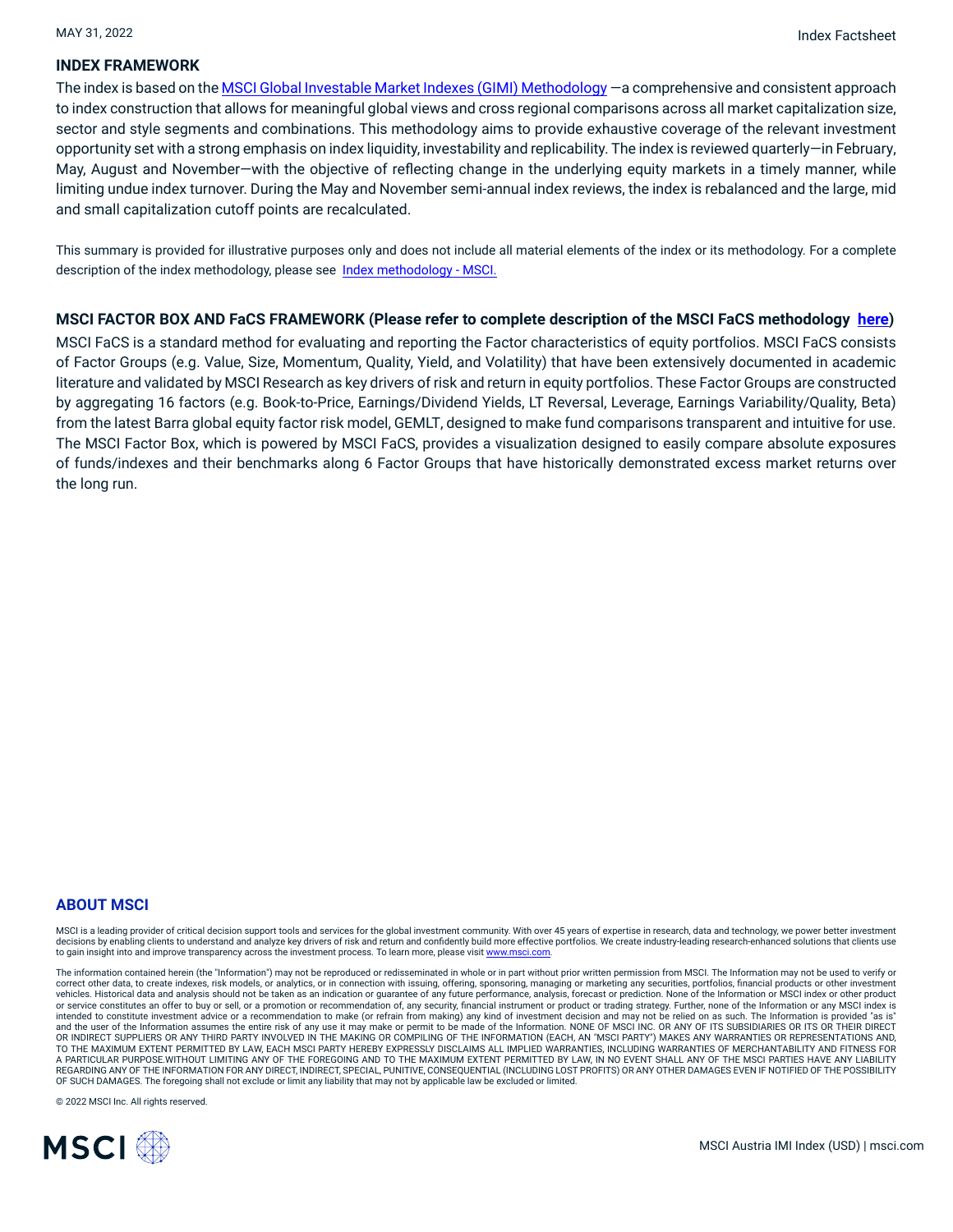## INDEX FRAMEWORK

The index is based on the MSCI Global Investable Market Indexes (GIMI) Methodology —a comprehensive and consistent approach to index construction that allows for meaningful global views and cross regional comparisons across all market capitalization size, sector and style segments and combinations. This methodology aims to provide exhaustive coverage of the relevant investment opportunity set with a strong emphasis on index liquidity, investability and replicability. The index is reviewed quarterly—in February, May, August and November—with the objective of reflecting change in the underlying equity markets in a timely manner, while limiting undue index turnover. During the May and November semi-annual index reviews, the index is rebalanced and the large, mid and small capitalization cutoff points are recalculated.

This summary is provided for illustrative purposes only and does not include all material elements of the index or its methodology. For a complete description of the index methodology, please see Index methodology - MSCI.

## MSCI FACTOR BOX AND FaCS FRAMEWORK (Please refer to complete description of the MSCI FaCS methodology here)

MSCI FaCS is a standard method for evaluating and reporting the Factor characteristics of equity portfolios. MSCI FaCS consists of Factor Groups (e.g. Value, Size, Momentum, Quality, Yield, and Volatility) that have been extensively documented in academic literature and validated by MSCI Research as key drivers of risk and return in equity portfolios. These Factor Groups are constructed by aggregating 16 factors (e.g. Book-to-Price, Earnings/Dividend Yields, LT Reversal, Leverage, Earnings Variability/Quality, Beta) from the latest Barra global equity factor risk model, GEMLT, designed to make fund comparisons transparent and intuitive for use. The MSCI Factor Box, which is powered by MSCI FaCS, provides a visualization designed to easily compare absolute exposures of funds/indexes and their benchmarks along 6 Factor Groups that have historically demonstrated excess market returns over the long run.

## ABOUT MSCI

MSCI is a leading provider of critical decision support tools and services for the global investment community. With over 45 years of expertise in research, data and technology, we power better investment decisions by enabling clients to understand and analyze key drivers of risk and return and confidently build more effective portfolios. We create industry-leading research-enhanced solutions that clients use to gain insight into and improve transparency across the investment process. To learn more, please visit www.msci.com.

The information contained herein (the "Information") may not be reproduced or redisseminated in whole or in part without prior written permission from MSCI. The Information may not be used to verify or correct other data, to create indexes, risk models, or analytics, or in connection with issuing, offering, sponsoring, managing or marketing any securities, portfolios, financial products or other investment vehicles. Historical data and analysis should not be taken as an indication or guarantee of any future performance, analysis, forecast or prediction. None of the Information or MSCI index or other product or service constitutes an offer to buy or sell, or a promotion or recommendation of, any security, financial instrument or product or trading strategy. Further, none of the Information or any MSCI index is intended to constitute investment advice or a recommendation to make (or refrain from making) any kind of investment decision and may not be relied on as such. The Information is provided "as is" and the user of the Information assumes the entire risk of any use it may make or permit to be made of the Information. NONE OF MSCI INC. OR ANY OF ITS SUBSIDIARIES OR ITS OR THEIR DIRECT OR INDIRECT SUPPLIERS OR ANY THIRD PARTY INVOLVED IN THE MAKING OR COMPILING OF THE INFORMATION (EACH, AN "MSCI PARTY") MAKES ANY WARRANTIES OR REPRESENTATIONS AND, TO THE MAXIMUM EXTENT PERMITTED BY LAW, EACH MSCI PARTY HEREBY EXPRESSLY DISCLAIMS ALL IMPLIED WARRANTIES, INCLUDING WARRANTIES OF MERCHANTABILITY AND FITNESS FOR A PARTICULAR PURPOSE.WITHOUT LIMITING ANY OF THE FOREGOING AND TO THE MAXIMUM EXTENT PERMITTED BY LAW, IN NO EVENT SHALL ANY OF THE MSCI PARTIES HAVE ANY LIABILITY REGARDING ANY OF THE INFORMATION FOR ANY DIRECT, INDIRECT, SPECIAL, PUNITIVE, CONSEQUENTIAL (INCLUDING LOST PROFITS) OR ANY OTHER DAMAGES EVEN IF NOTIFIED OF THE POSSIBILITY OF SUCH DAMAGES. The foregoing shall not exclude or limit any liability that may not by applicable law be excluded or limited.

© 2022 MSCI Inc. All rights reserved.